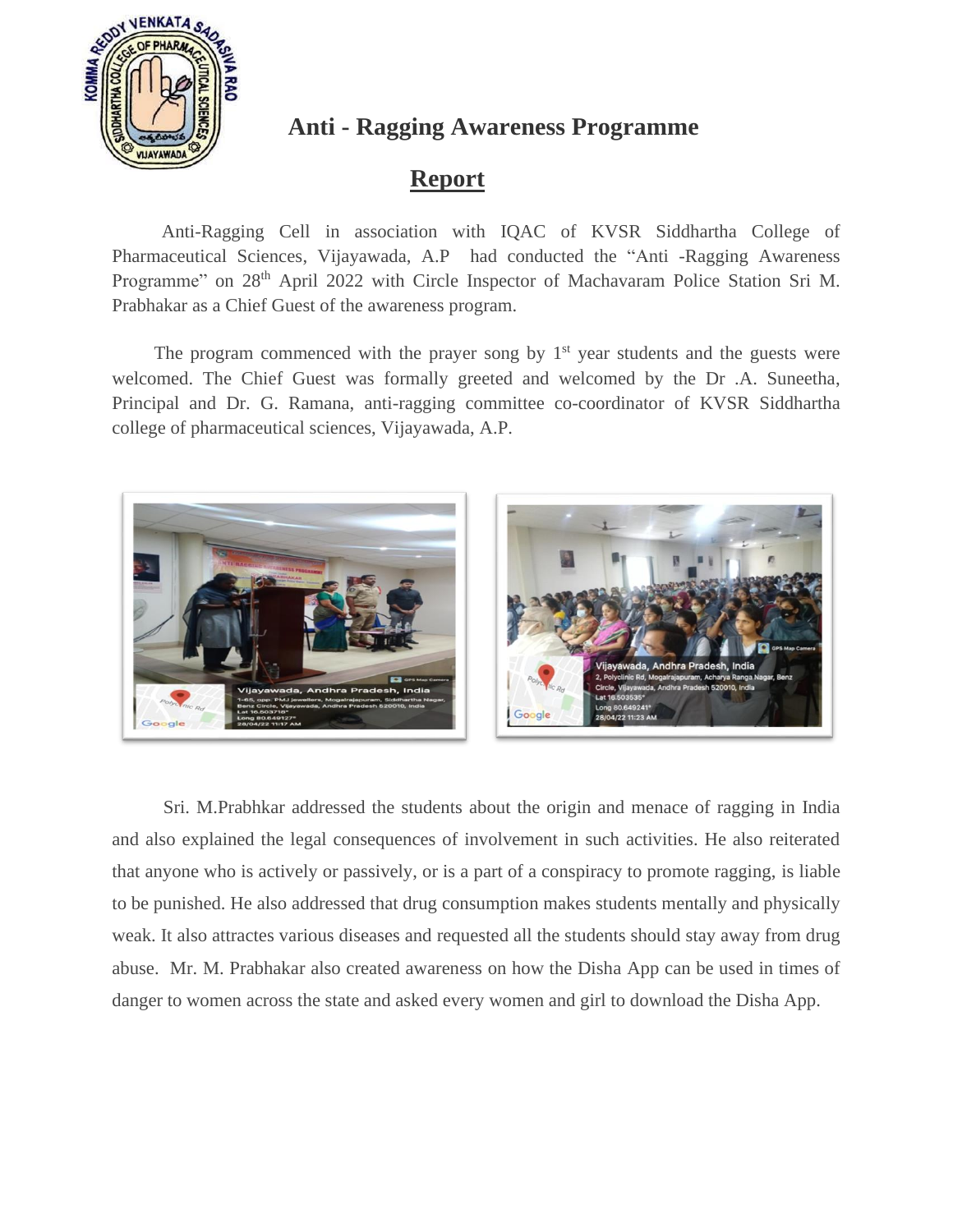# Anti - Ragging Awareness Programme

## Report

Anti-Ragging Cell in association with IQAC of KVSR Siddhartha College of Pharmaceutical Sciences, Vijayawada, A.P had conducted the "Anti -Ragging Awareness Programme" on 28th April 2022 with Circle Inspector of Machavaram Police Station Sri M. Prabhakar as a Chief Guest of the awareness program.

The program commenced with the prayer song by 1st year students and the guests were welcomed. The Chief Guest was formally greeted and welcomed by the Dr .A. Suneetha, Principal and Dr. G. Ramana, anti-ragging committee co-coordinator of KVSR Siddhartha college of pharmaceutical sciences, Vijayawada, A.P.

Sri. M.Prabhkar addressed the students about the origin and menace of ragging in India and also explained the legal consequences of involvement in such activities. He also reiterated that anyone who is actively or passively, or is a part of a conspiracy to promote ragging, is liable to be punished. He also addressed that drug consumption makes students mentally and physically weak. It also attractes various diseases and requested all the students should stay away from drug abuse. Mr. M. Prabhakar also created awareness on how the Disha App can be used in times of danger to women across the state and asked every women and girl to download the Disha App.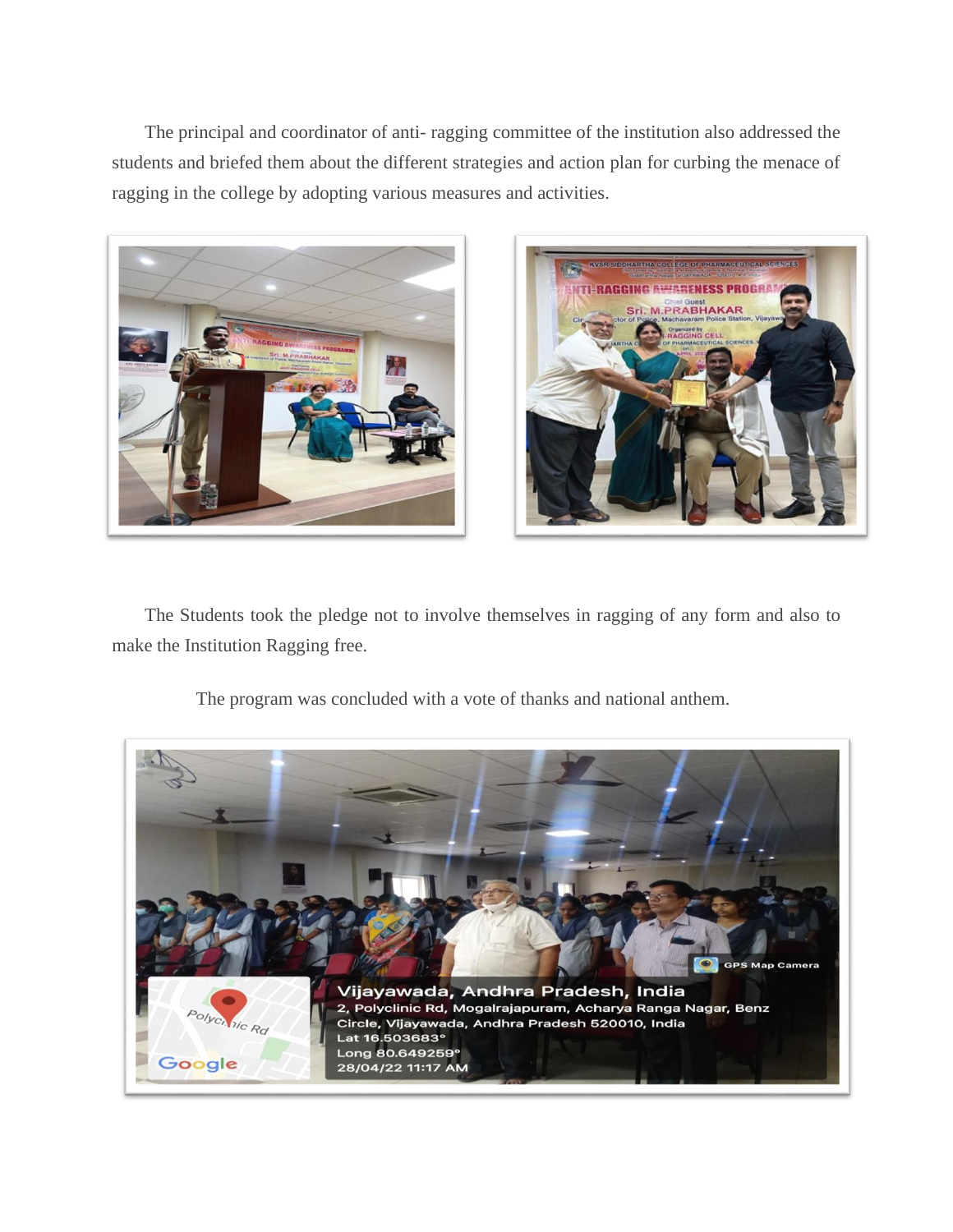The principal and coordinator of anti- ragging committee of the institution also addressed the students and briefed them about the different strategies and action plan for curbing the menace of ragging in the college by adopting various measures and activities.

The Students took the pledge not to involve themselves in ragging of any form and also to make the Institution Ragging free.

The program was concluded with a vote of thanks and national anthem.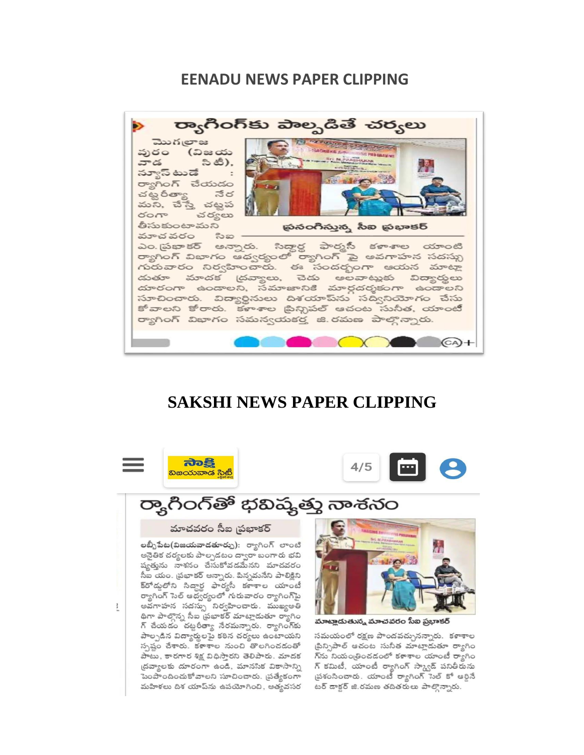## EENADU NEWS PAPER CLIPPING

### ర్యాగింగ్‌కు పాల్పడితే చర్యలు

మొగల్రాజపురం (విజయవాడ సిటీ), న్యూస్‌టుడే: ర్యాగింగ్ చేయడం చట్టరీత్యా నేరమని, చేస్తే చట్టపరంగా చర్యలు తీసుకుంటామని మాచవరం సీఐ ఎం.ప్రభాకర్ అన్నారు. సిద్ధార్థ ఫార్మసీ కళాశాల యాంటీ ర్యాగింగ్ విభాగం ఆధ్వర్యంలో ర్యాగింగ్ పై అవగాహన సదస్సు గురువారం నిర్వహించారు. ఈ సందర్భంగా ఆయన మాట్లాడుతూ మాదక ద్రవ్యాలు, చెడు అలవాట్లకు విద్యార్థులు దూరంగా ఉండాలని, సమాజానికి మార్గదర్శకంగా ఉండాలని సూచించారు. విద్యార్థినులు దిశయాప్‌ను సద్వినియోగం చేసుకోవాలని కోరారు. కళాశాల ప్రిన్సిపల్ ఆచంట సునీత, యాంటీ ర్యాగింగ్ విభాగం సమన్వయకర్త జి.రమణ పాల్గొన్నారు.

ప్రసంగిస్తున్న సీఐ ప్రభాకర్

## SAKSHI NEWS PAPER CLIPPING

సాక్షి విజయవాడ సిటీ

### ర్యాగింగ్‌తో భవిష్యత్తు నాశనం

**మాచవరం సీఐ ప్రభాకర్**

లబ్బీపేట(విజయవాడతూర్పు): ర్యాగింగ్ లాంటి అనైతిక చర్యలకు పాల్పడటం ద్వారా బంగారు భవిష్యత్తును నాశనం చేసుకోవడమేనని మాచవరం సీఐ యం. ప్రభాకర్ అన్నారు. పిన్నమనేని పాలిక్లినిక్‌రోడ్డులోని సిద్ధార్థ ఫార్మసీ కళాశాల యాంటీ ర్యాగింగ్ సెల్ ఆధ్వర్యంలో గురువారం ర్యాగింగ్‌పై అవగాహన సదస్సు నిర్వహించారు. ముఖ్యఅతిథిగా పాల్గొన్న సీఐ ప్రభాకర్ మాట్లాడుతూ ర్యాగింగ్ చేయడం చట్టరీత్యా నేరమన్నారు. ర్యాగింగ్‌కు పాల్పడిన విద్యార్థులపై కఠిన చర్యలు ఉంటాయని స్పష్టం చేశారు. కళాశాల నుంచి తొలగించడంతో పాటు, కారాగార శిక్ష విధిస్తారని తెలిపారు. మాదక ద్రవ్యాలకు దూరంగా ఉండి, మానసిక వికాసాన్ని పెంపొందించుకోవాలని సూచించారు. ప్రత్యేకంగా మహిళలు దిశ యాప్‌ను ఉపయోగించి, అత్యవసర సమయంలో రక్షణ పొందవచ్చునన్నారు. కళాశాల ప్రిన్సిపాల్ ఆచంట సునీత మాట్లాడుతూ ర్యాగింగ్‌ను నియంత్రించడంలో కళాశాల యాంటీ ర్యాగింగ్ కమిటీ, యాంటీ ర్యాగింగ్ స్క్వాడ్ పనితీరును ప్రశంసించారు. యాంటీ ర్యాగింగ్ సెల్ కో ఆర్డినేటర్ డాక్టర్ జి.రమణ తదితరులు పాల్గొన్నారు.

మాట్లాడుతున్న మాచవరం సీఐ ప్రభాకర్